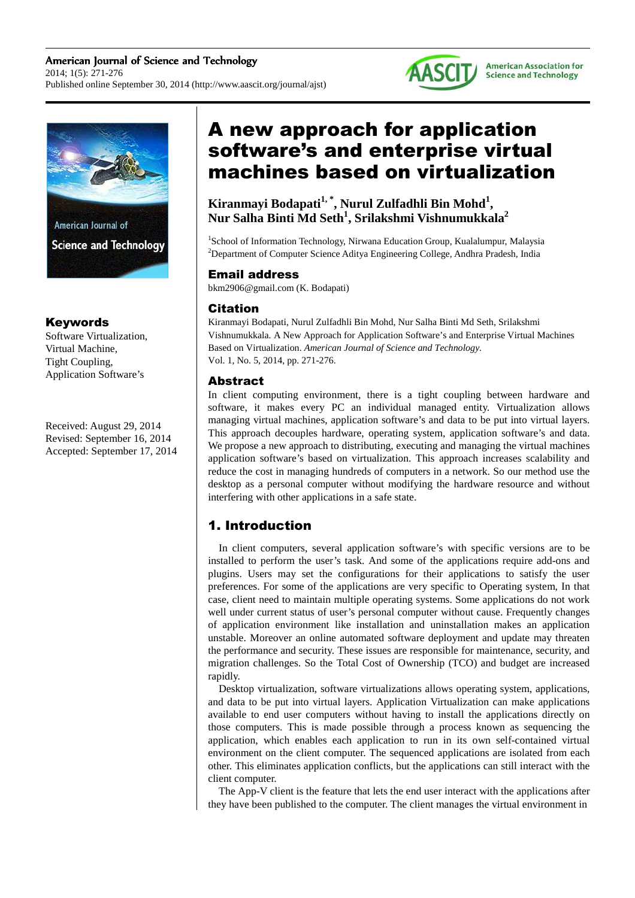# A new approach for application software's and enterprise virtual machines based on virtualization

**Kiranmayi Bodapati[1, *], Nurul Zulfadhli Bin Mohd[1], Nur Salha Binti Md Seth[1], Srilakshmi Vishnumukkala[2]**

[1]School of Information Technology, Nirwana Education Group, Kualalumpur, Malaysia
[2]Department of Computer Science Aditya Engineering College, Andhra Pradesh, India

## Email address

bkm2906@gmail.com (K. Bodapati)

## Citation

Kiranmayi Bodapati, Nurul Zulfadhli Bin Mohd, Nur Salha Binti Md Seth, Srilakshmi Vishnumukkala. A New Approach for Application Software's and Enterprise Virtual Machines Based on Virtualization. *American Journal of Science and Technology.* Vol. 1, No. 5, 2014, pp. 271-276.

## Keywords

Software Virtualization,
Virtual Machine,
Tight Coupling,
Application Software's

Received: August 29, 2014
Revised: September 16, 2014
Accepted: September 17, 2014

## Abstract

In client computing environment, there is a tight coupling between hardware and software, it makes every PC an individual managed entity. Virtualization allows managing virtual machines, application software's and data to be put into virtual layers. This approach decouples hardware, operating system, application software's and data. We propose a new approach to distributing, executing and managing the virtual machines application software's based on virtualization. This approach increases scalability and reduce the cost in managing hundreds of computers in a network. So our method use the desktop as a personal computer without modifying the hardware resource and without interfering with other applications in a safe state.

## 1. Introduction

In client computers, several application software's with specific versions are to be installed to perform the user's task. And some of the applications require add-ons and plugins. Users may set the configurations for their applications to satisfy the user preferences. For some of the applications are very specific to Operating system, In that case, client need to maintain multiple operating systems. Some applications do not work well under current status of user's personal computer without cause. Frequently changes of application environment like installation and uninstallation makes an application unstable. Moreover an online automated software deployment and update may threaten the performance and security. These issues are responsible for maintenance, security, and migration challenges. So the Total Cost of Ownership (TCO) and budget are increased rapidly.

Desktop virtualization, software virtualizations allows operating system, applications, and data to be put into virtual layers. Application Virtualization can make applications available to end user computers without having to install the applications directly on those computers. This is made possible through a process known as sequencing the application, which enables each application to run in its own self-contained virtual environment on the client computer. The sequenced applications are isolated from each other. This eliminates application conflicts, but the applications can still interact with the client computer.

The App-V client is the feature that lets the end user interact with the applications after they have been published to the computer. The client manages the virtual environment in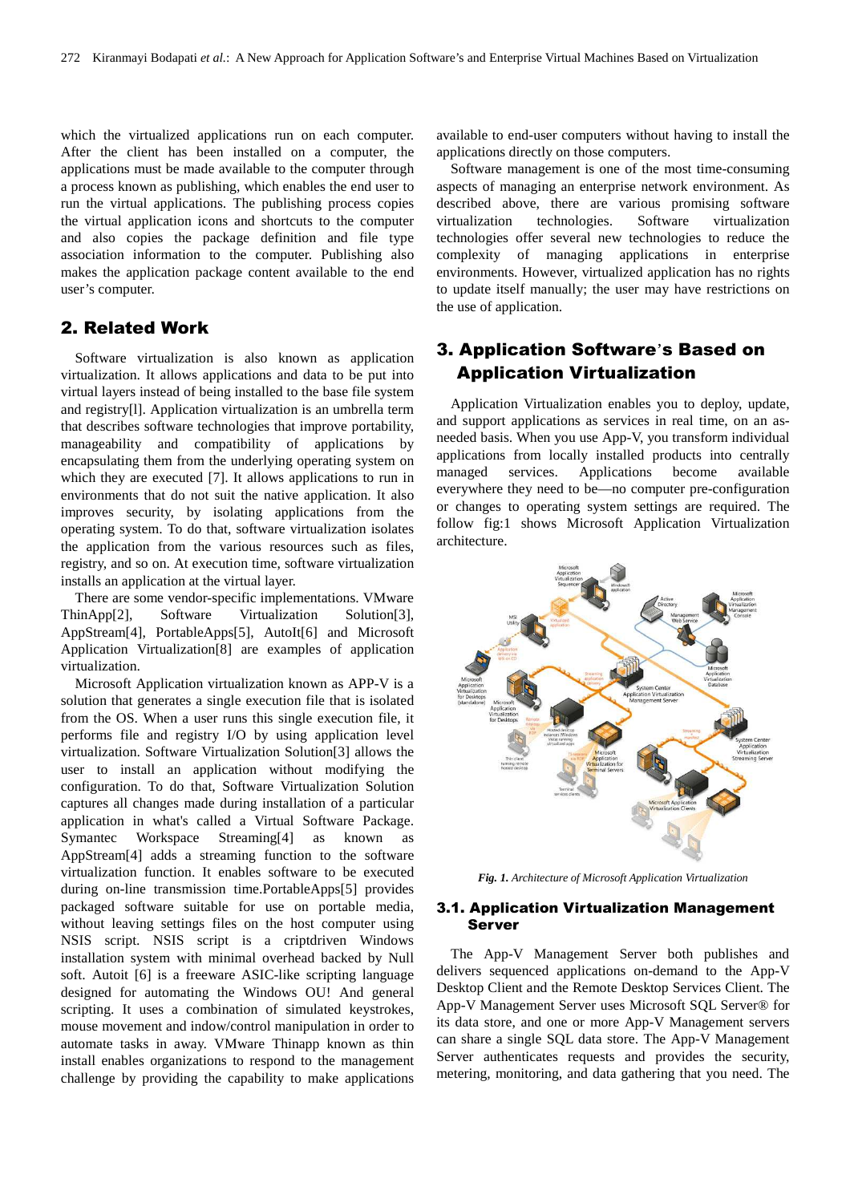which the virtualized applications run on each computer. After the client has been installed on a computer, the applications must be made available to the computer through a process known as publishing, which enables the end user to run the virtual applications. The publishing process copies the virtual application icons and shortcuts to the computer and also copies the package definition and file type association information to the computer. Publishing also makes the application package content available to the end user's computer.

## 2. Related Work

Software virtualization is also known as application virtualization. It allows applications and data to be put into virtual layers instead of being installed to the base file system and registry[l]. Application virtualization is an umbrella term that describes software technologies that improve portability, manageability and compatibility of applications by encapsulating them from the underlying operating system on which they are executed [7]. It allows applications to run in environments that do not suit the native application. It also improves security, by isolating applications from the operating system. To do that, software virtualization isolates the application from the various resources such as files, registry, and so on. At execution time, software virtualization installs an application at the virtual layer.

There are some vendor-specific implementations. VMware ThinApp[2], Software Virtualization Solution[3], AppStream[4], PortableApps[5], AutoIt[6] and Microsoft Application Virtualization[8] are examples of application virtualization.

Microsoft Application virtualization known as APP-V is a solution that generates a single execution file that is isolated from the OS. When a user runs this single execution file, it performs file and registry I/O by using application level virtualization. Software Virtualization Solution[3] allows the user to install an application without modifying the configuration. To do that, Software Virtualization Solution captures all changes made during installation of a particular application in what's called a Virtual Software Package. Symantec Workspace Streaming[4] as known as AppStream[4] adds a streaming function to the software virtualization function. It enables software to be executed during on-line transmission time.PortableApps[5] provides packaged software suitable for use on portable media, without leaving settings files on the host computer using NSIS script. NSIS script is a criptdriven Windows installation system with minimal overhead backed by Null soft. Autoit [6] is a freeware ASIC-like scripting language designed for automating the Windows OU! And general scripting. It uses a combination of simulated keystrokes, mouse movement and indow/control manipulation in order to automate tasks in away. VMware Thinapp known as thin install enables organizations to respond to the management challenge by providing the capability to make applications available to end-user computers without having to install the applications directly on those computers.

Software management is one of the most time-consuming aspects of managing an enterprise network environment. As described above, there are various promising software virtualization technologies. Software virtualization technologies offer several new technologies to reduce the complexity of managing applications in enterprise environments. However, virtualized application has no rights to update itself manually; the user may have restrictions on the use of application.

## 3. Application Software's Based on Application Virtualization

Application Virtualization enables you to deploy, update, and support applications as services in real time, on an as-needed basis. When you use App-V, you transform individual applications from locally installed products into centrally managed services. Applications become available everywhere they need to be—no computer pre-configuration or changes to operating system settings are required. The follow fig:1 shows Microsoft Application Virtualization architecture.

*Fig. 1. Architecture of Microsoft Application Virtualization*

### 3.1. Application Virtualization Management Server

The App-V Management Server both publishes and delivers sequenced applications on-demand to the App-V Desktop Client and the Remote Desktop Services Client. The App-V Management Server uses Microsoft SQL Server® for its data store, and one or more App-V Management servers can share a single SQL data store. The App-V Management Server authenticates requests and provides the security, metering, monitoring, and data gathering that you need. The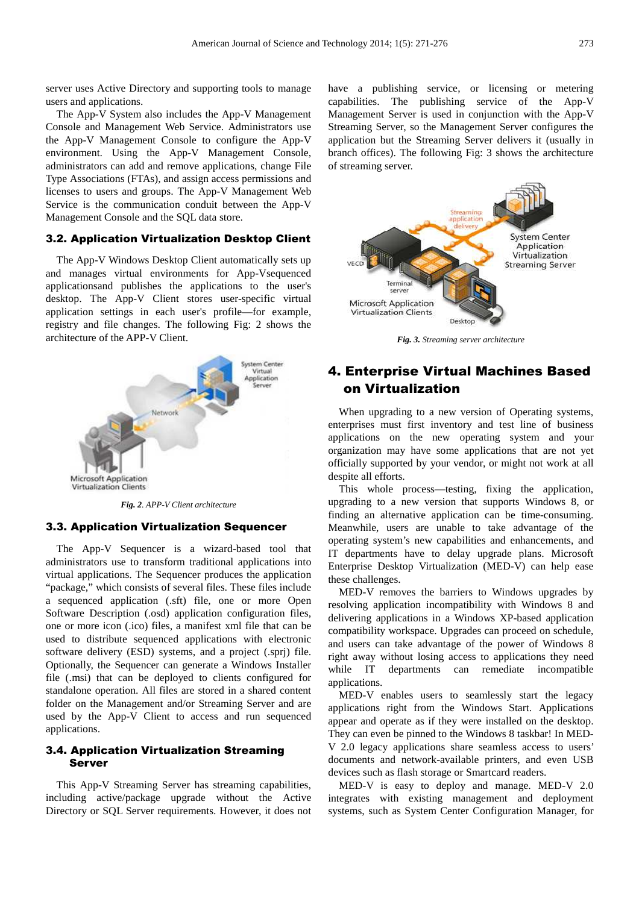server uses Active Directory and supporting tools to manage users and applications.

The App-V System also includes the App-V Management Console and Management Web Service. Administrators use the App-V Management Console to configure the App-V environment. Using the App-V Management Console, administrators can add and remove applications, change File Type Associations (FTAs), and assign access permissions and licenses to users and groups. The App-V Management Web Service is the communication conduit between the App-V Management Console and the SQL data store.

### 3.2. Application Virtualization Desktop Client

The App-V Windows Desktop Client automatically sets up and manages virtual environments for App-Vsequenced applicationsand publishes the applications to the user's desktop. The App-V Client stores user-specific virtual application settings in each user's profile—for example, registry and file changes. The following Fig: 2 shows the architecture of the APP-V Client.

***Fig. 2**. APP-V Client architecture*

### 3.3. Application Virtualization Sequencer

The App-V Sequencer is a wizard-based tool that administrators use to transform traditional applications into virtual applications. The Sequencer produces the application "package," which consists of several files. These files include a sequenced application (.sft) file, one or more Open Software Description (.osd) application configuration files, one or more icon (.ico) files, a manifest xml file that can be used to distribute sequenced applications with electronic software delivery (ESD) systems, and a project (.sprj) file. Optionally, the Sequencer can generate a Windows Installer file (.msi) that can be deployed to clients configured for standalone operation. All files are stored in a shared content folder on the Management and/or Streaming Server and are used by the App-V Client to access and run sequenced applications.

### 3.4. Application Virtualization Streaming Server

This App-V Streaming Server has streaming capabilities, including active/package upgrade without the Active Directory or SQL Server requirements. However, it does not have a publishing service, or licensing or metering capabilities. The publishing service of the App-V Management Server is used in conjunction with the App-V Streaming Server, so the Management Server configures the application but the Streaming Server delivers it (usually in branch offices). The following Fig: 3 shows the architecture of streaming server.

***Fig. 3.** Streaming server architecture*

## 4. Enterprise Virtual Machines Based on Virtualization

When upgrading to a new version of Operating systems, enterprises must first inventory and test line of business applications on the new operating system and your organization may have some applications that are not yet officially supported by your vendor, or might not work at all despite all efforts.

This whole process—testing, fixing the application, upgrading to a new version that supports Windows 8, or finding an alternative application can be time-consuming. Meanwhile, users are unable to take advantage of the operating system's new capabilities and enhancements, and IT departments have to delay upgrade plans. Microsoft Enterprise Desktop Virtualization (MED-V) can help ease these challenges.

MED-V removes the barriers to Windows upgrades by resolving application incompatibility with Windows 8 and delivering applications in a Windows XP-based application compatibility workspace. Upgrades can proceed on schedule, and users can take advantage of the power of Windows 8 right away without losing access to applications they need while IT departments can remediate incompatible applications.

MED-V enables users to seamlessly start the legacy applications right from the Windows Start. Applications appear and operate as if they were installed on the desktop. They can even be pinned to the Windows 8 taskbar! In MED-V 2.0 legacy applications share seamless access to users' documents and network-available printers, and even USB devices such as flash storage or Smartcard readers.

MED-V is easy to deploy and manage. MED-V 2.0 integrates with existing management and deployment systems, such as System Center Configuration Manager, for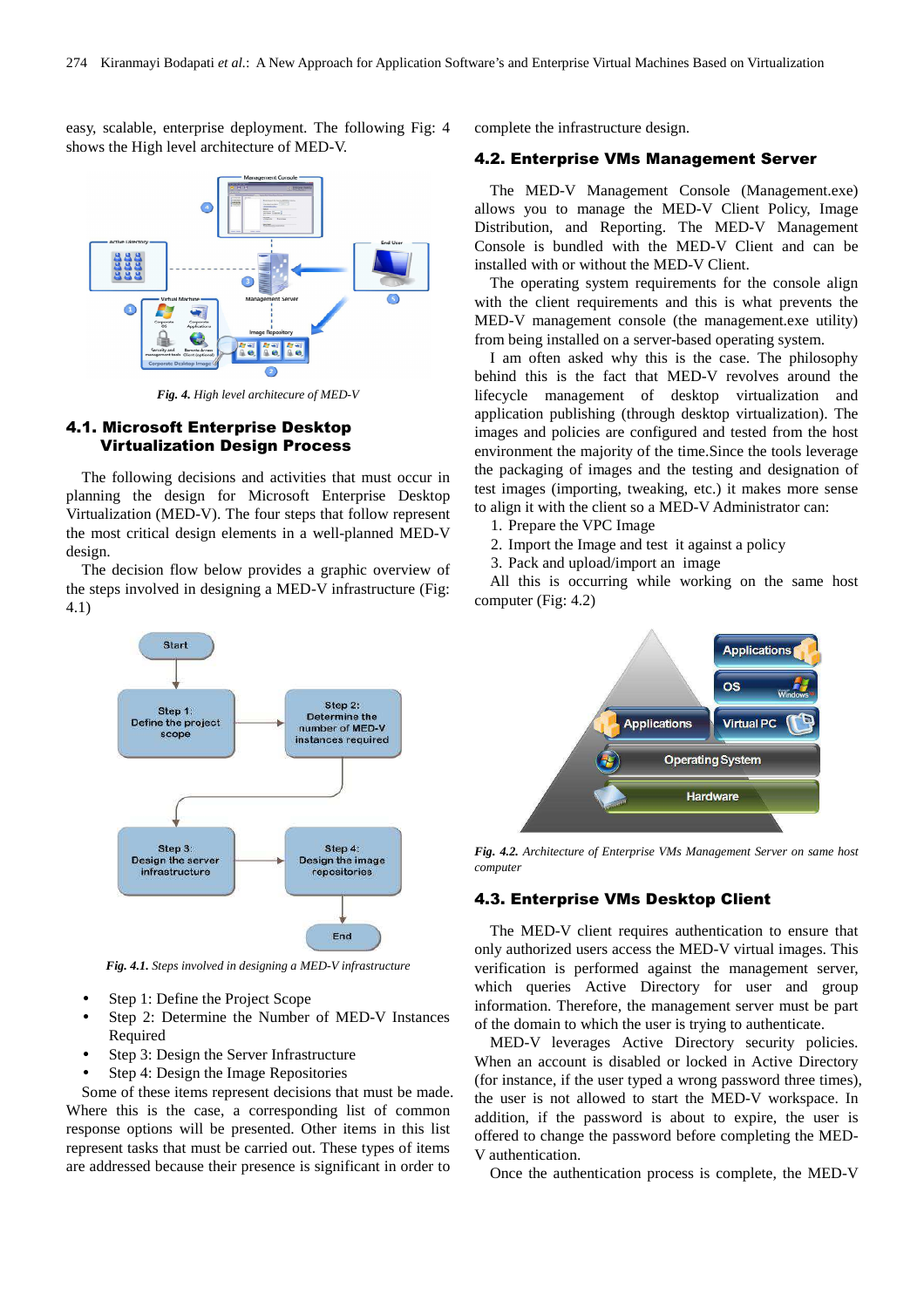easy, scalable, enterprise deployment. The following Fig: 4 shows the High level architecture of MED-V.

*Fig. 4. High level architecture of MED-V*

## 4.1. Microsoft Enterprise Desktop Virtualization Design Process

The following decisions and activities that must occur in planning the design for Microsoft Enterprise Desktop Virtualization (MED-V). The four steps that follow represent the most critical design elements in a well-planned MED-V design.

The decision flow below provides a graphic overview of the steps involved in designing a MED-V infrastructure (Fig: 4.1)

*Fig. 4.1. Steps involved in designing a MED-V infrastructure*

- Step 1: Define the Project Scope
- Step 2: Determine the Number of MED-V Instances Required
- Step 3: Design the Server Infrastructure
- Step 4: Design the Image Repositories

Some of these items represent decisions that must be made. Where this is the case, a corresponding list of common response options will be presented. Other items in this list represent tasks that must be carried out. These types of items are addressed because their presence is significant in order to complete the infrastructure design.

## 4.2. Enterprise VMs Management Server

The MED-V Management Console (Management.exe) allows you to manage the MED-V Client Policy, Image Distribution, and Reporting. The MED-V Management Console is bundled with the MED-V Client and can be installed with or without the MED-V Client.

The operating system requirements for the console align with the client requirements and this is what prevents the MED-V management console (the management.exe utility) from being installed on a server-based operating system.

I am often asked why this is the case. The philosophy behind this is the fact that MED-V revolves around the lifecycle management of desktop virtualization and application publishing (through desktop virtualization). The images and policies are configured and tested from the host environment the majority of the time.Since the tools leverage the packaging of images and the testing and designation of test images (importing, tweaking, etc.) it makes more sense to align it with the client so a MED-V Administrator can:

1. Prepare the VPC Image
2. Import the Image and test it against a policy
3. Pack and upload/import an image

All this is occurring while working on the same host computer (Fig: 4.2)

*Fig. 4.2. Architecture of Enterprise VMs Management Server on same host computer*

## 4.3. Enterprise VMs Desktop Client

The MED-V client requires authentication to ensure that only authorized users access the MED-V virtual images. This verification is performed against the management server, which queries Active Directory for user and group information. Therefore, the management server must be part of the domain to which the user is trying to authenticate.

MED-V leverages Active Directory security policies. When an account is disabled or locked in Active Directory (for instance, if the user typed a wrong password three times), the user is not allowed to start the MED-V workspace. In addition, if the password is about to expire, the user is offered to change the password before completing the MED-V authentication.

Once the authentication process is complete, the MED-V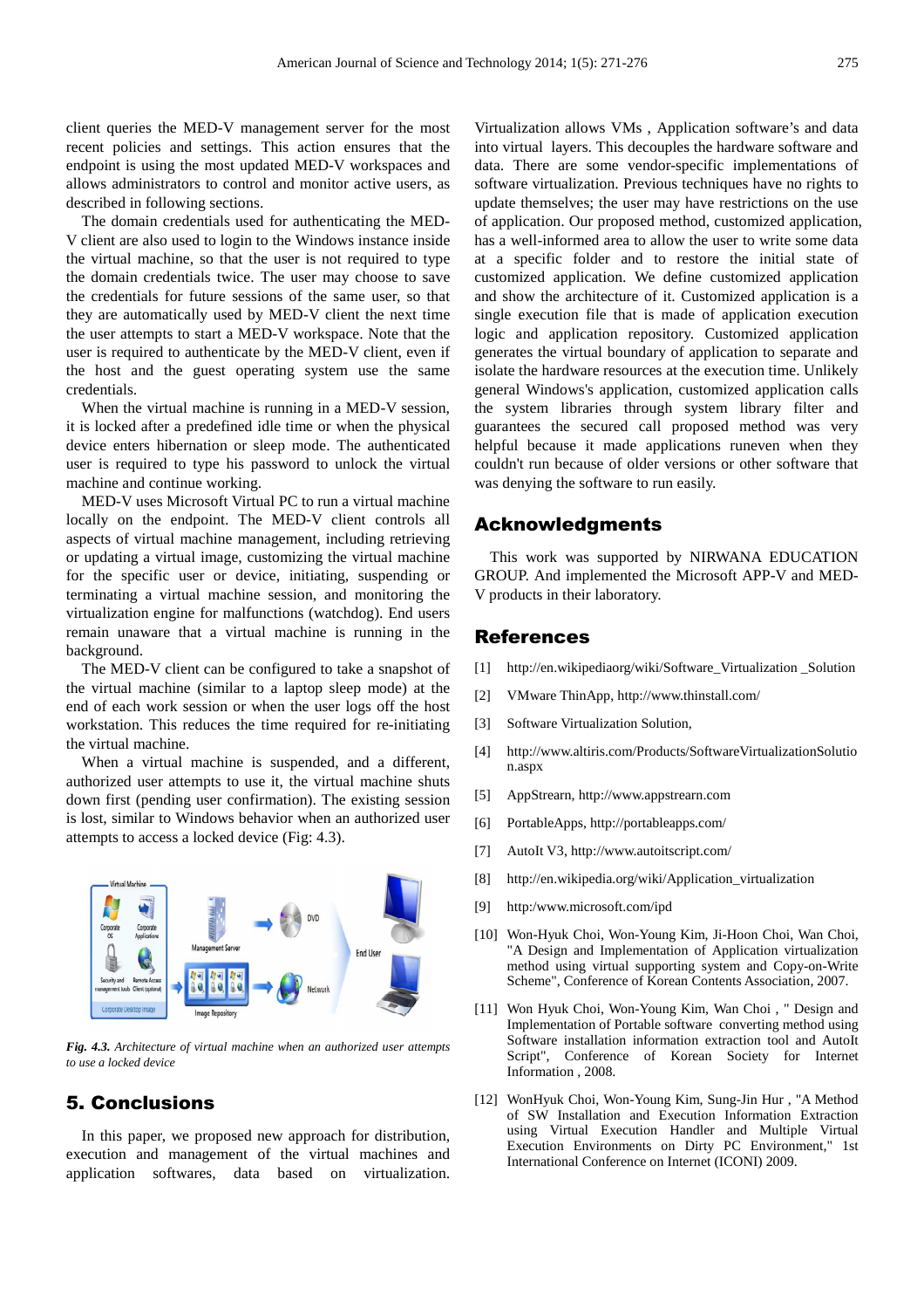client queries the MED-V management server for the most recent policies and settings. This action ensures that the endpoint is using the most updated MED-V workspaces and allows administrators to control and monitor active users, as described in following sections.

The domain credentials used for authenticating the MED-V client are also used to login to the Windows instance inside the virtual machine, so that the user is not required to type the domain credentials twice. The user may choose to save the credentials for future sessions of the same user, so that they are automatically used by MED-V client the next time the user attempts to start a MED-V workspace. Note that the user is required to authenticate by the MED-V client, even if the host and the guest operating system use the same credentials.

When the virtual machine is running in a MED-V session, it is locked after a predefined idle time or when the physical device enters hibernation or sleep mode. The authenticated user is required to type his password to unlock the virtual machine and continue working.

MED-V uses Microsoft Virtual PC to run a virtual machine locally on the endpoint. The MED-V client controls all aspects of virtual machine management, including retrieving or updating a virtual image, customizing the virtual machine for the specific user or device, initiating, suspending or terminating a virtual machine session, and monitoring the virtualization engine for malfunctions (watchdog). End users remain unaware that a virtual machine is running in the background.

The MED-V client can be configured to take a snapshot of the virtual machine (similar to a laptop sleep mode) at the end of each work session or when the user logs off the host workstation. This reduces the time required for re-initiating the virtual machine.

When a virtual machine is suspended, and a different, authorized user attempts to use it, the virtual machine shuts down first (pending user confirmation). The existing session is lost, similar to Windows behavior when an authorized user attempts to access a locked device (Fig: 4.3).

***Fig. 4.3.*** *Architecture of virtual machine when an authorized user attempts to use a locked device*

## 5. Conclusions

In this paper, we proposed new approach for distribution, execution and management of the virtual machines and application softwares, data based on virtualization. Virtualization allows VMs , Application software's and data into virtual layers. This decouples the hardware software and data. There are some vendor-specific implementations of software virtualization. Previous techniques have no rights to update themselves; the user may have restrictions on the use of application. Our proposed method, customized application, has a well-informed area to allow the user to write some data at a specific folder and to restore the initial state of customized application. We define customized application and show the architecture of it. Customized application is a single execution file that is made of application execution logic and application repository. Customized application generates the virtual boundary of application to separate and isolate the hardware resources at the execution time. Unlikely general Windows's application, customized application calls the system libraries through system library filter and guarantees the secured call proposed method was very helpful because it made applications runeven when they couldn't run because of older versions or other software that was denying the software to run easily.

## Acknowledgments

This work was supported by NIRWANA EDUCATION GROUP. And implemented the Microsoft APP-V and MED-V products in their laboratory.

## References

[1] http://en.wikipediaorg/wiki/Software_Virtualization _Solution

[2] VMware ThinApp, http://www.thinstall.com/

[3] Software Virtualization Solution,

[4] http://www.altiris.com/Products/SoftwareVirtualizationSolution.aspx

[5] AppStrearn, http://www.appstrearn.com

[6] PortableApps, http://portableapps.com/

[7] AutoIt V3, http://www.autoitscript.com/

[8] http://en.wikipedia.org/wiki/Application_virtualization

[9] http:/www.microsoft.com/ipd

[10] Won-Hyuk Choi, Won-Young Kim, Ji-Hoon Choi, Wan Choi, "A Design and Implementation of Application virtualization method using virtual supporting system and Copy-on-Write Scheme", Conference of Korean Contents Association, 2007.

[11] Won Hyuk Choi, Won-Young Kim, Wan Choi , " Design and Implementation of Portable software converting method using Software installation information extraction tool and AutoIt Script", Conference of Korean Society for Internet Information , 2008.

[12] WonHyuk Choi, Won-Young Kim, Sung-Jin Hur , "A Method of SW Installation and Execution Information Extraction using Virtual Execution Handler and Multiple Virtual Execution Environments on Dirty PC Environment," 1st International Conference on Internet (ICONI) 2009.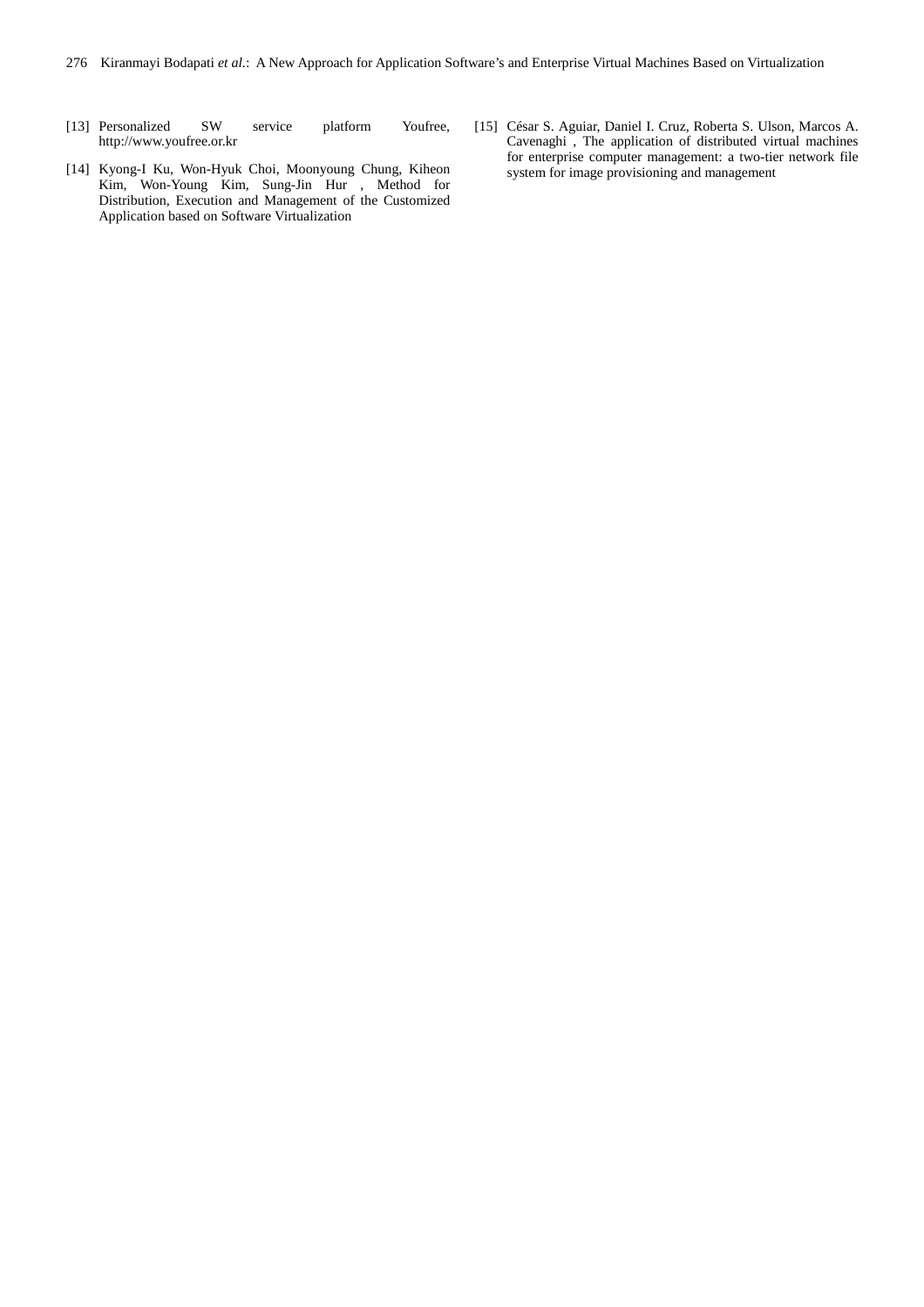[13] Personalized SW service platform Youfree, http://www.youfree.or.kr

[14] Kyong-I Ku, Won-Hyuk Choi, Moonyoung Chung, Kiheon Kim, Won-Young Kim, Sung-Jin Hur , Method for Distribution, Execution and Management of the Customized Application based on Software Virtualization

[15] César S. Aguiar, Daniel I. Cruz, Roberta S. Ulson, Marcos A. Cavenaghi , The application of distributed virtual machines for enterprise computer management: a two-tier network file system for image provisioning and management